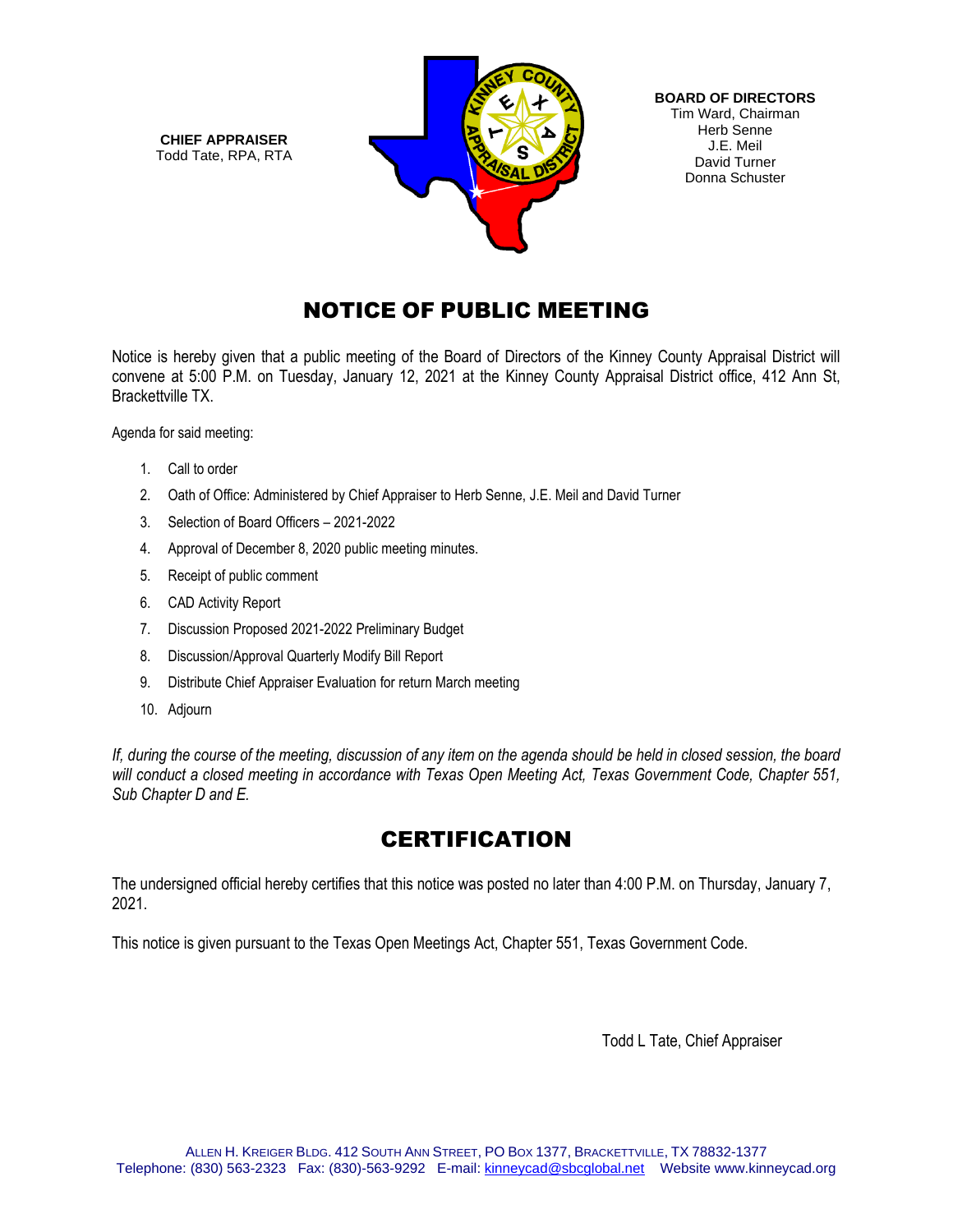**CHIEF APPRAISER**
Todd Tate, RPA, RTA

**BOARD OF DIRECTORS**
Tim Ward, Chairman
Herb Senne
J.E. Meil
David Turner
Donna Schuster

# NOTICE OF PUBLIC MEETING

Notice is hereby given that a public meeting of the Board of Directors of the Kinney County Appraisal District will convene at 5:00 P.M. on Tuesday, January 12, 2021 at the Kinney County Appraisal District office, 412 Ann St, Brackettville TX.

Agenda for said meeting:

1. Call to order
2. Oath of Office: Administered by Chief Appraiser to Herb Senne, J.E. Meil and David Turner
3. Selection of Board Officers – 2021-2022
4. Approval of December 8, 2020 public meeting minutes.
5. Receipt of public comment
6. CAD Activity Report
7. Discussion Proposed 2021-2022 Preliminary Budget
8. Discussion/Approval Quarterly Modify Bill Report
9. Distribute Chief Appraiser Evaluation for return March meeting
10. Adjourn

*If, during the course of the meeting, discussion of any item on the agenda should be held in closed session, the board will conduct a closed meeting in accordance with Texas Open Meeting Act, Texas Government Code, Chapter 551, Sub Chapter D and E.*

# CERTIFICATION

The undersigned official hereby certifies that this notice was posted no later than 4:00 P.M. on Thursday, January 7, 2021.

This notice is given pursuant to the Texas Open Meetings Act, Chapter 551, Texas Government Code.

Todd L Tate, Chief Appraiser

ALLEN H. KREIGER BLDG. 412 SOUTH ANN STREET, PO BOX 1377, BRACKETTVILLE, TX 78832-1377
Telephone: (830) 563-2323 Fax: (830)-563-9292 E-mail: kinneycad@sbcglobal.net Website www.kinneycad.org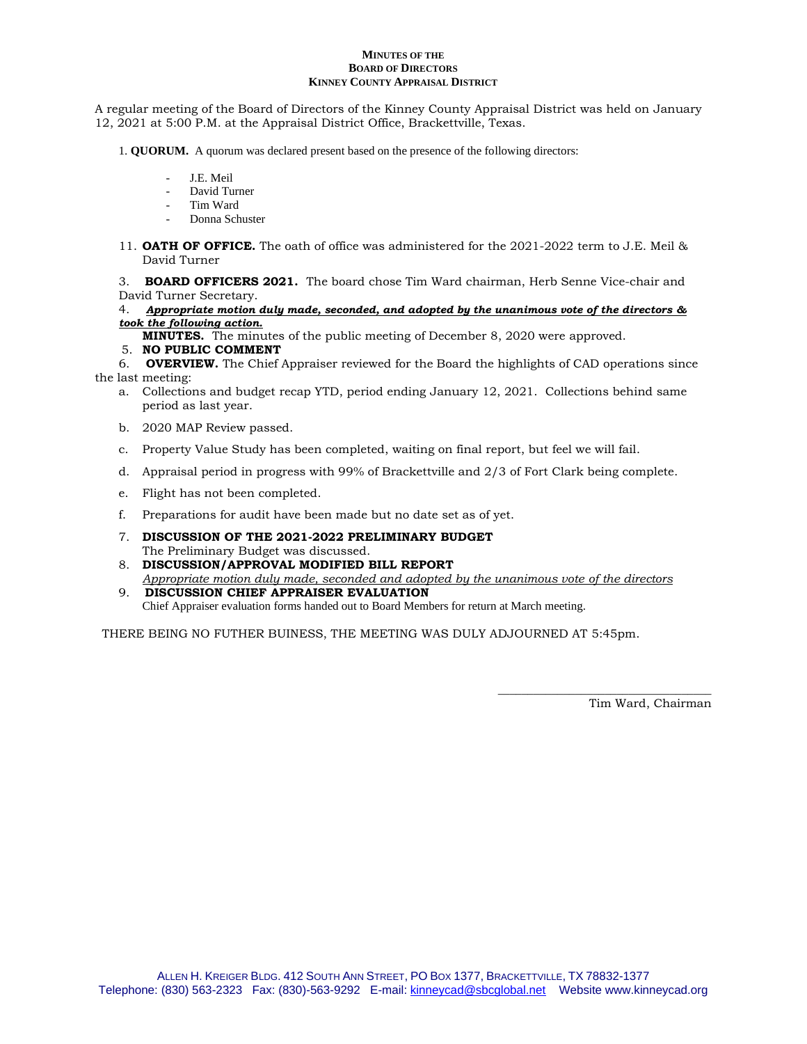**MINUTES OF THE**
**BOARD OF DIRECTORS**
**KINNEY COUNTY APPRAISAL DISTRICT**

A regular meeting of the Board of Directors of the Kinney County Appraisal District was held on January 12, 2021 at 5:00 P.M. at the Appraisal District Office, Brackettville, Texas.

1. **QUORUM.** A quorum was declared present based on the presence of the following directors:

   - J.E. Meil
   - David Turner
   - Tim Ward
   - Donna Schuster

11. **OATH OF OFFICE.** The oath of office was administered for the 2021-2022 term to J.E. Meil & David Turner

3. **BOARD OFFICERS 2021.** The board chose Tim Ward chairman, Herb Senne Vice-chair and David Turner Secretary.

4. ***Appropriate motion duly made, seconded, and adopted by the unanimous vote of the directors & took the following action.***

   **MINUTES.** The minutes of the public meeting of December 8, 2020 were approved.

5. **NO PUBLIC COMMENT**

6. **OVERVIEW.** The Chief Appraiser reviewed for the Board the highlights of CAD operations since the last meeting:

   a. Collections and budget recap YTD, period ending January 12, 2021. Collections behind same period as last year.

   b. 2020 MAP Review passed.

   c. Property Value Study has been completed, waiting on final report, but feel we will fail.

   d. Appraisal period in progress with 99% of Brackettville and 2/3 of Fort Clark being complete.

   e. Flight has not been completed.

   f. Preparations for audit have been made but no date set as of yet.

7. **DISCUSSION OF THE 2021-2022 PRELIMINARY BUDGET**
   The Preliminary Budget was discussed.

8. **DISCUSSION/APPROVAL MODIFIED BILL REPORT**
   *Appropriate motion duly made, seconded and adopted by the unanimous vote of the directors*

9. **DISCUSSION CHIEF APPRAISER EVALUATION**
   Chief Appraiser evaluation forms handed out to Board Members for return at March meeting.

THERE BEING NO FUTHER BUINESS, THE MEETING WAS DULY ADJOURNED AT 5:45pm.

\_\_\_\_\_\_\_\_\_\_\_\_\_\_\_\_\_\_\_\_\_\_\_\_\_\_\_\_\_\_\_\_

Tim Ward, Chairman

ALLEN H. KREIGER BLDG. 412 SOUTH ANN STREET, PO BOX 1377, BRACKETTVILLE, TX 78832-1377
Telephone: (830) 563-2323 Fax: (830)-563-9292 E-mail: kinneycad@sbcglobal.net Website www.kinneycad.org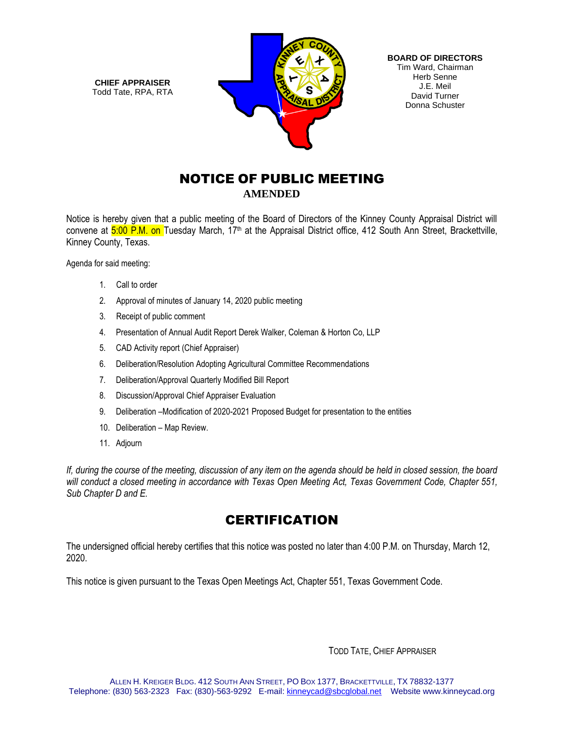**CHIEF APPRAISER**
Todd Tate, RPA, RTA

**BOARD OF DIRECTORS**
Tim Ward, Chairman
Herb Senne
J.E. Meil
David Turner
Donna Schuster

# NOTICE OF PUBLIC MEETING

## AMENDED

Notice is hereby given that a public meeting of the Board of Directors of the Kinney County Appraisal District will convene at 5:00 P.M. on Tuesday March, 17th at the Appraisal District office, 412 South Ann Street, Brackettville, Kinney County, Texas.

Agenda for said meeting:

1. Call to order
2. Approval of minutes of January 14, 2020 public meeting
3. Receipt of public comment
4. Presentation of Annual Audit Report Derek Walker, Coleman & Horton Co, LLP
5. CAD Activity report (Chief Appraiser)
6. Deliberation/Resolution Adopting Agricultural Committee Recommendations
7. Deliberation/Approval Quarterly Modified Bill Report
8. Discussion/Approval Chief Appraiser Evaluation
9. Deliberation –Modification of 2020-2021 Proposed Budget for presentation to the entities
10. Deliberation – Map Review.
11. Adjourn

*If, during the course of the meeting, discussion of any item on the agenda should be held in closed session, the board will conduct a closed meeting in accordance with Texas Open Meeting Act, Texas Government Code, Chapter 551, Sub Chapter D and E.*

# CERTIFICATION

The undersigned official hereby certifies that this notice was posted no later than 4:00 P.M. on Thursday, March 12, 2020.

This notice is given pursuant to the Texas Open Meetings Act, Chapter 551, Texas Government Code.

TODD TATE, CHIEF APPRAISER

ALLEN H. KREIGER BLDG. 412 SOUTH ANN STREET, PO BOX 1377, BRACKETTVILLE, TX 78832-1377
Telephone: (830) 563-2323 Fax: (830)-563-9292 E-mail: kinneycad@sbcglobal.net Website www.kinneycad.org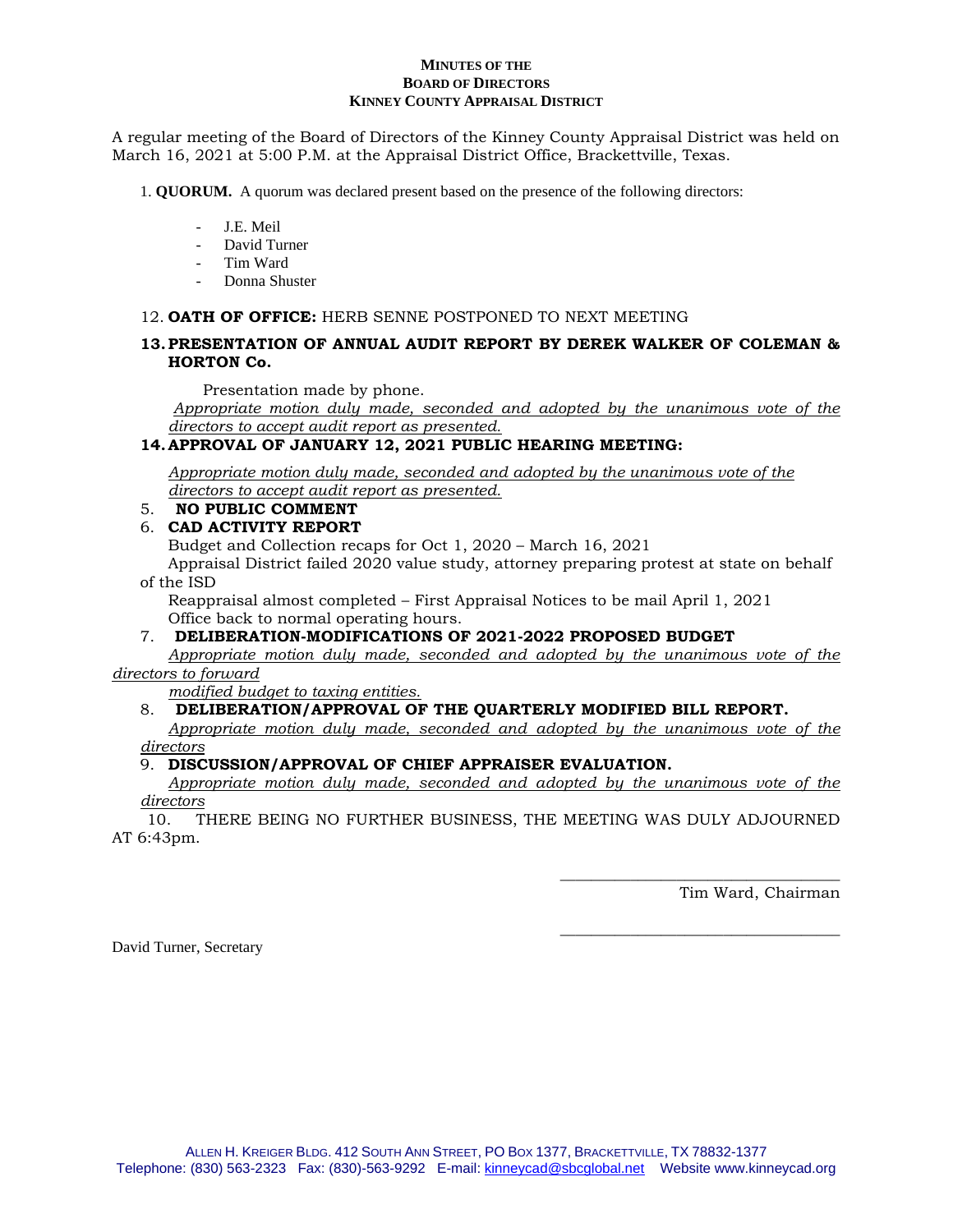**MINUTES OF THE**
**BOARD OF DIRECTORS**
**KINNEY COUNTY APPRAISAL DISTRICT**

A regular meeting of the Board of Directors of the Kinney County Appraisal District was held on March 16, 2021 at 5:00 P.M. at the Appraisal District Office, Brackettville, Texas.

1. **QUORUM.** A quorum was declared present based on the presence of the following directors:

- J.E. Meil
- David Turner
- Tim Ward
- Donna Shuster

12. **OATH OF OFFICE:** HERB SENNE POSTPONED TO NEXT MEETING

13. **PRESENTATION OF ANNUAL AUDIT REPORT BY DEREK WALKER OF COLEMAN & HORTON Co.**

Presentation made by phone.

*Appropriate motion duly made, seconded and adopted by the unanimous vote of the directors to accept audit report as presented.*

14. **APPROVAL OF JANUARY 12, 2021 PUBLIC HEARING MEETING:**

*Appropriate motion duly made, seconded and adopted by the unanimous vote of the directors to accept audit report as presented.*

5. **NO PUBLIC COMMENT**

6. **CAD ACTIVITY REPORT**

Budget and Collection recaps for Oct 1, 2020 – March 16, 2021

Appraisal District failed 2020 value study, attorney preparing protest at state on behalf of the ISD

Reappraisal almost completed – First Appraisal Notices to be mail April 1, 2021

Office back to normal operating hours.

7. **DELIBERATION-MODIFICATIONS OF 2021-2022 PROPOSED BUDGET**

*Appropriate motion duly made, seconded and adopted by the unanimous vote of the directors to forward modified budget to taxing entities.*

8. **DELIBERATION/APPROVAL OF THE QUARTERLY MODIFIED BILL REPORT.**

*Appropriate motion duly made, seconded and adopted by the unanimous vote of the directors*

9. **DISCUSSION/APPROVAL OF CHIEF APPRAISER EVALUATION.**

*Appropriate motion duly made, seconded and adopted by the unanimous vote of the directors*

10. THERE BEING NO FURTHER BUSINESS, THE MEETING WAS DULY ADJOURNED AT 6:43pm.

\_\_\_\_\_\_\_\_\_\_\_\_\_\_\_\_\_\_\_\_\_\_\_\_\_\_\_\_\_\_\_\_\_\_

Tim Ward, Chairman

\_\_\_\_\_\_\_\_\_\_\_\_\_\_\_\_\_\_\_\_\_\_\_\_\_\_\_\_\_\_\_\_\_\_

David Turner, Secretary

ALLEN H. KREIGER BLDG. 412 SOUTH ANN STREET, PO BOX 1377, BRACKETTVILLE, TX 78832-1377
Telephone: (830) 563-2323 Fax: (830)-563-9292 E-mail: kinneycad@sbcglobal.net Website www.kinneycad.org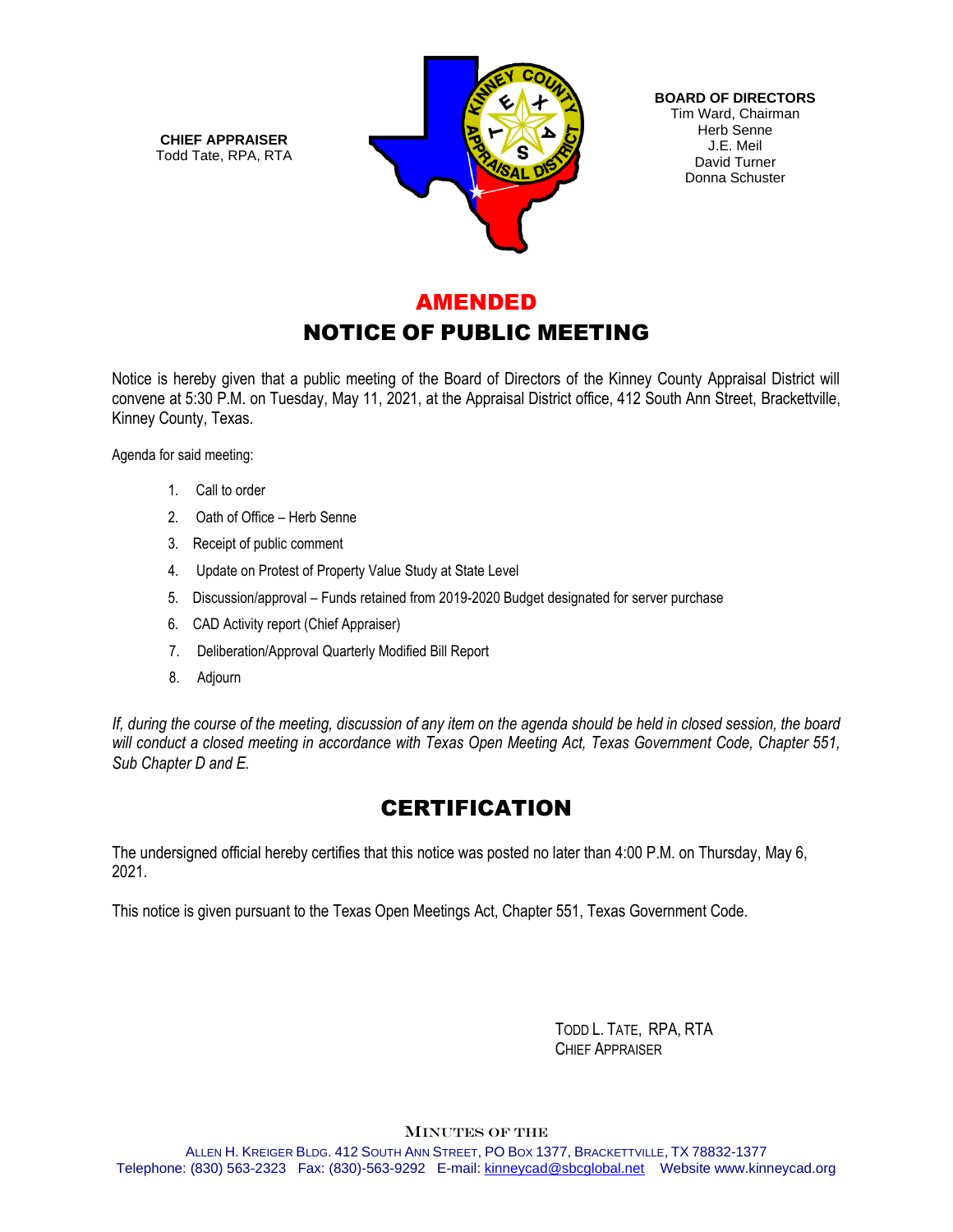**CHIEF APPRAISER**
Todd Tate, RPA, RTA

**BOARD OF DIRECTORS**
Tim Ward, Chairman
Herb Senne
J.E. Meil
David Turner
Donna Schuster

## AMENDED
## NOTICE OF PUBLIC MEETING

Notice is hereby given that a public meeting of the Board of Directors of the Kinney County Appraisal District will convene at 5:30 P.M. on Tuesday, May 11, 2021, at the Appraisal District office, 412 South Ann Street, Brackettville, Kinney County, Texas.

Agenda for said meeting:

1. Call to order
2. Oath of Office – Herb Senne
3. Receipt of public comment
4. Update on Protest of Property Value Study at State Level
5. Discussion/approval – Funds retained from 2019-2020 Budget designated for server purchase
6. CAD Activity report (Chief Appraiser)
7. Deliberation/Approval Quarterly Modified Bill Report
8. Adjourn

*If, during the course of the meeting, discussion of any item on the agenda should be held in closed session, the board will conduct a closed meeting in accordance with Texas Open Meeting Act, Texas Government Code, Chapter 551, Sub Chapter D and E.*

## CERTIFICATION

The undersigned official hereby certifies that this notice was posted no later than 4:00 P.M. on Thursday, May 6, 2021.

This notice is given pursuant to the Texas Open Meetings Act, Chapter 551, Texas Government Code.

TODD L. TATE, RPA, RTA
CHIEF APPRAISER

MINUTES OF THE

ALLEN H. KREIGER BLDG. 412 SOUTH ANN STREET, PO BOX 1377, BRACKETTVILLE, TX 78832-1377
Telephone: (830) 563-2323 Fax: (830)-563-9292 E-mail: kinneycad@sbcglobal.net Website www.kinneycad.org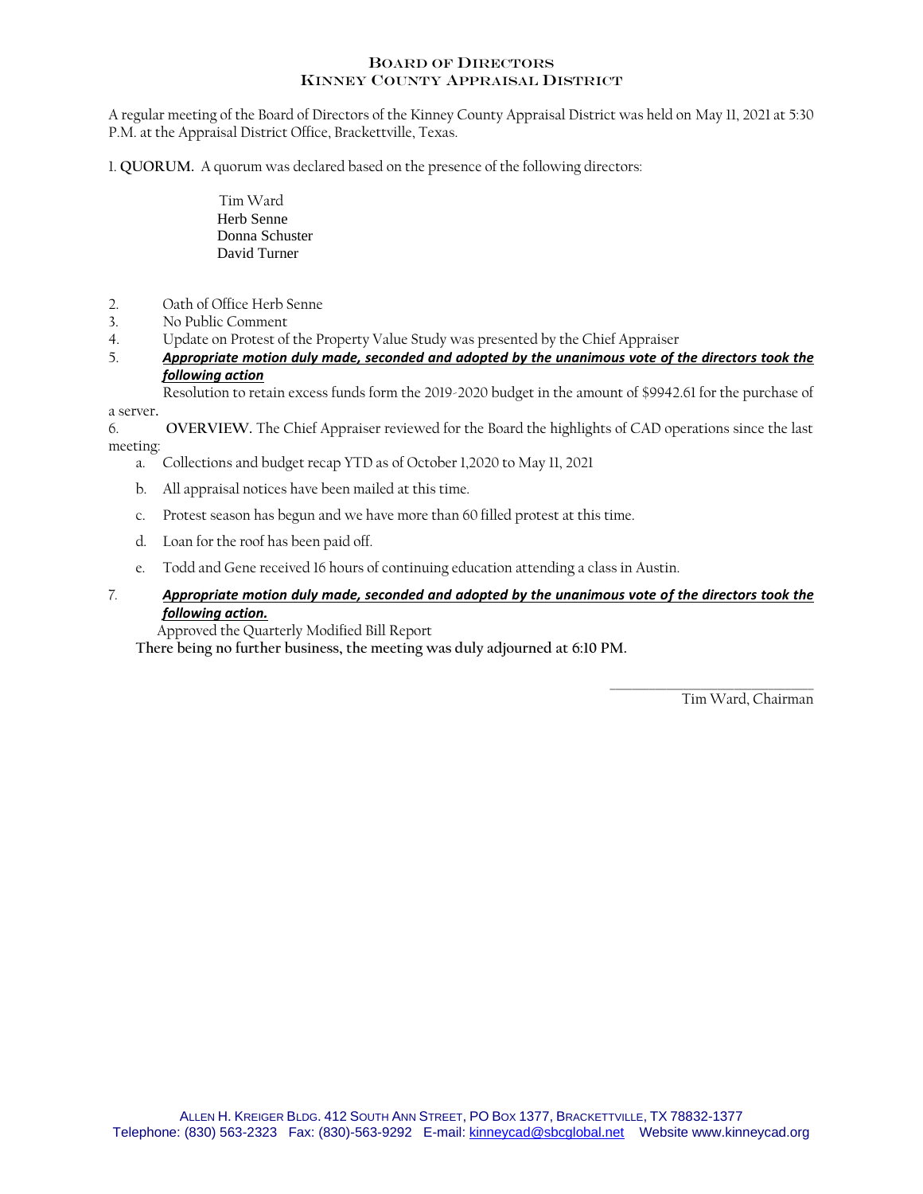# Board of Directors
## Kinney County Appraisal District

A regular meeting of the Board of Directors of the Kinney County Appraisal District was held on May 11, 2021 at 5:30 P.M. at the Appraisal District Office, Brackettville, Texas.

1. **QUORUM.** A quorum was declared based on the presence of the following directors:

   Tim Ward
   Herb Senne
   Donna Schuster
   David Turner

2. Oath of Office Herb Senne
3. No Public Comment
4. Update on Protest of the Property Value Study was presented by the Chief Appraiser
5. ***Appropriate motion duly made, seconded and adopted by the unanimous vote of the directors took the following action***

   Resolution to retain excess funds form the 2019-2020 budget in the amount of $9942.61 for the purchase of a server.

6. **OVERVIEW.** The Chief Appraiser reviewed for the Board the highlights of CAD operations since the last meeting:
   a. Collections and budget recap YTD as of October 1,2020 to May 11, 2021
   b. All appraisal notices have been mailed at this time.
   c. Protest season has begun and we have more than 60 filled protest at this time.
   d. Loan for the roof has been paid off.
   e. Todd and Gene received 16 hours of continuing education attending a class in Austin.

7. ***Appropriate motion duly made, seconded and adopted by the unanimous vote of the directors took the following action.***

   Approved the Quarterly Modified Bill Report

**There being no further business, the meeting was duly adjourned at 6:10 PM.**

_______________________________
Tim Ward, Chairman

ALLEN H. KREIGER BLDG. 412 SOUTH ANN STREET, PO BOX 1377, BRACKETTVILLE, TX 78832-1377
Telephone: (830) 563-2323 Fax: (830)-563-9292 E-mail: kinneycad@sbcglobal.net Website www.kinneycad.org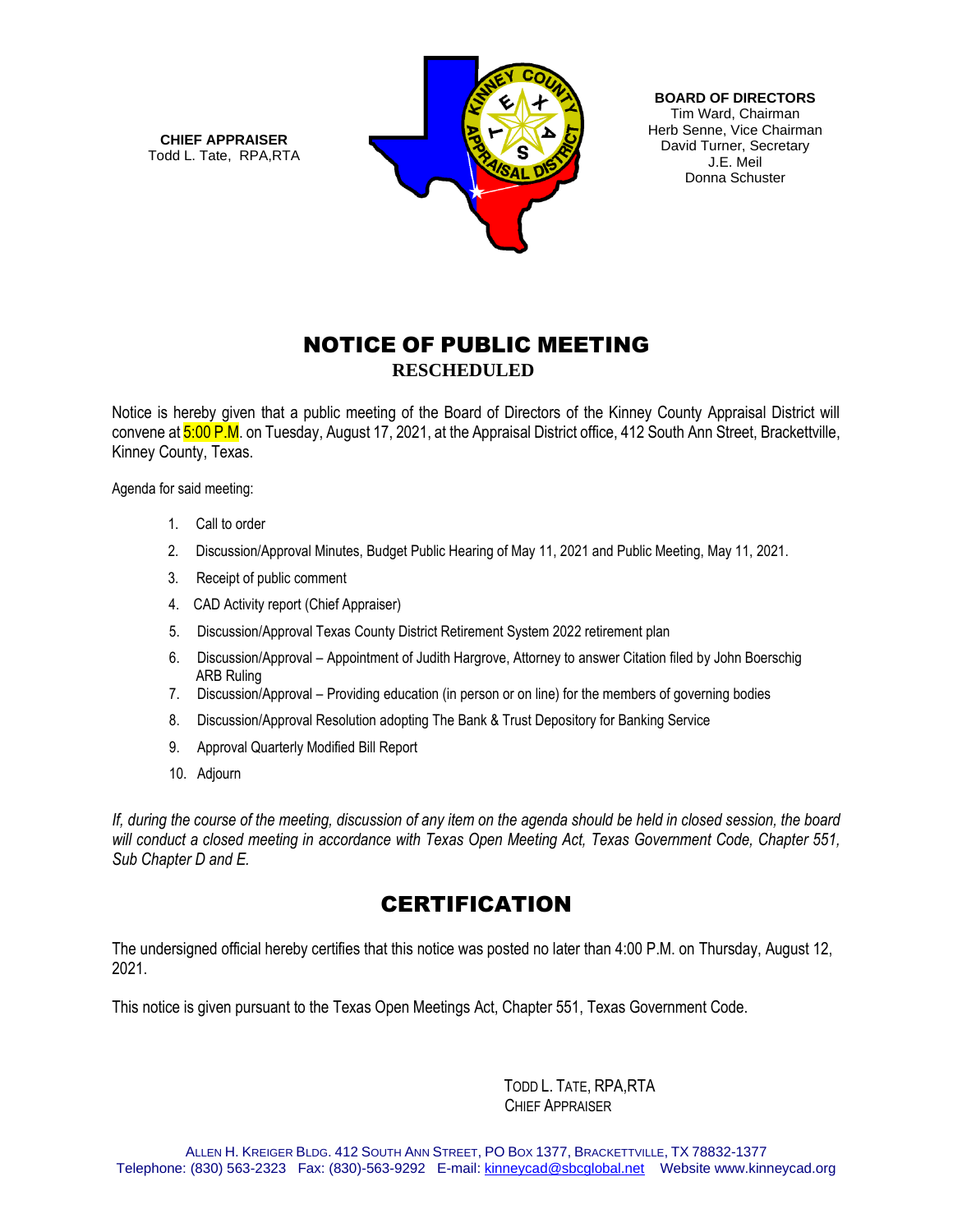**CHIEF APPRAISER**
Todd L. Tate, RPA,RTA

**BOARD OF DIRECTORS**
Tim Ward, Chairman
Herb Senne, Vice Chairman
David Turner, Secretary
J.E. Meil
Donna Schuster

# NOTICE OF PUBLIC MEETING

**RESCHEDULED**

Notice is hereby given that a public meeting of the Board of Directors of the Kinney County Appraisal District will convene at 5:00 P.M. on Tuesday, August 17, 2021, at the Appraisal District office, 412 South Ann Street, Brackettville, Kinney County, Texas.

Agenda for said meeting:

1. Call to order
2. Discussion/Approval Minutes, Budget Public Hearing of May 11, 2021 and Public Meeting, May 11, 2021.
3. Receipt of public comment
4. CAD Activity report (Chief Appraiser)
5. Discussion/Approval Texas County District Retirement System 2022 retirement plan
6. Discussion/Approval – Appointment of Judith Hargrove, Attorney to answer Citation filed by John Boerschig ARB Ruling
7. Discussion/Approval – Providing education (in person or on line) for the members of governing bodies
8. Discussion/Approval Resolution adopting The Bank & Trust Depository for Banking Service
9. Approval Quarterly Modified Bill Report
10. Adjourn

*If, during the course of the meeting, discussion of any item on the agenda should be held in closed session, the board will conduct a closed meeting in accordance with Texas Open Meeting Act, Texas Government Code, Chapter 551, Sub Chapter D and E.*

# CERTIFICATION

The undersigned official hereby certifies that this notice was posted no later than 4:00 P.M. on Thursday, August 12, 2021.

This notice is given pursuant to the Texas Open Meetings Act, Chapter 551, Texas Government Code.

TODD L. TATE, RPA,RTA
CHIEF APPRAISER

ALLEN H. KREIGER BLDG. 412 SOUTH ANN STREET, PO BOX 1377, BRACKETTVILLE, TX 78832-1377
Telephone: (830) 563-2323 Fax: (830)-563-9292 E-mail: kinneycad@sbcglobal.net Website www.kinneycad.org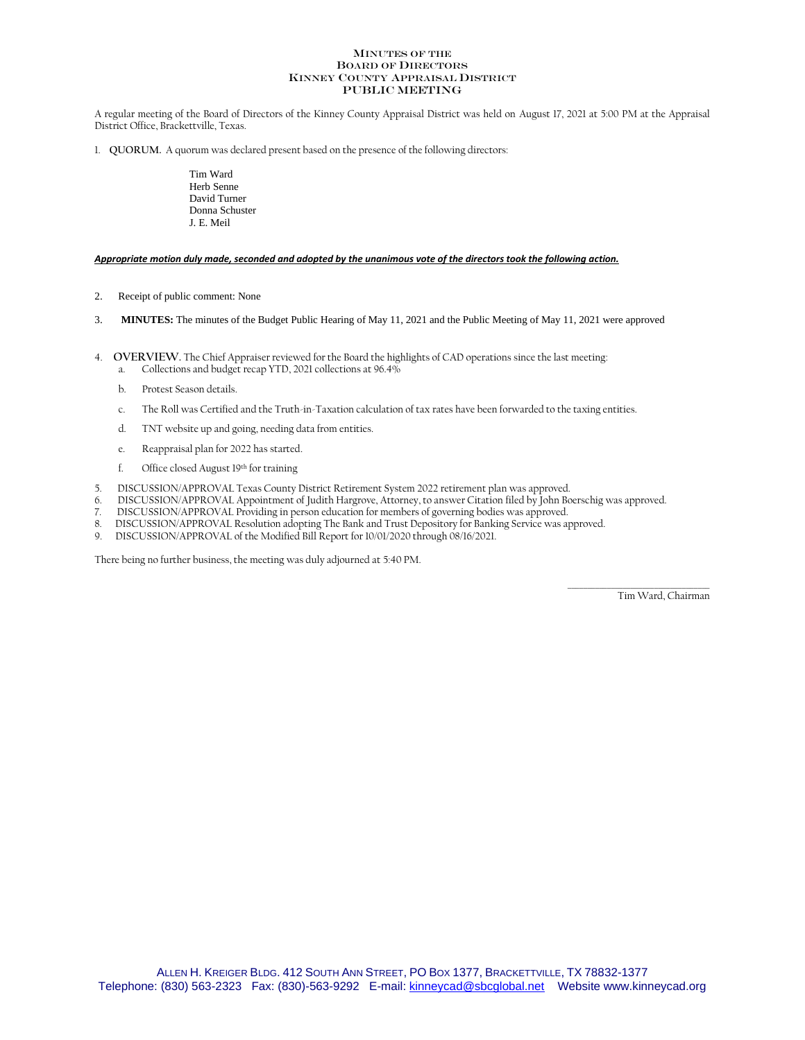# Minutes of the
# Board of Directors
# Kinney County Appraisal District
# PUBLIC MEETING

A regular meeting of the Board of Directors of the Kinney County Appraisal District was held on August 17, 2021 at 5:00 PM at the Appraisal District Office, Brackettville, Texas.

1. **QUORUM.** A quorum was declared present based on the presence of the following directors:

   Tim Ward
   Herb Senne
   David Turner
   Donna Schuster
   J. E. Meil

***Appropriate motion duly made, seconded and adopted by the unanimous vote of the directors took the following action.***

2. Receipt of public comment: None

3. **MINUTES:** The minutes of the Budget Public Hearing of May 11, 2021 and the Public Meeting of May 11, 2021 were approved

4. **OVERVIEW.** The Chief Appraiser reviewed for the Board the highlights of CAD operations since the last meeting:
   a. Collections and budget recap YTD, 2021 collections at 96.4%
   b. Protest Season details.
   c. The Roll was Certified and the Truth-in-Taxation calculation of tax rates have been forwarded to the taxing entities.
   d. TNT website up and going, needing data from entities.
   e. Reappraisal plan for 2022 has started.
   f. Office closed August 19th for training

5. DISCUSSION/APPROVAL Texas County District Retirement System 2022 retirement plan was approved.
6. DISCUSSION/APPROVAL Appointment of Judith Hargrove, Attorney, to answer Citation filed by John Boerschig was approved.
7. DISCUSSION/APPROVAL Providing in person education for members of governing bodies was approved.
8. DISCUSSION/APPROVAL Resolution adopting The Bank and Trust Depository for Banking Service was approved.
9. DISCUSSION/APPROVAL of the Modified Bill Report for 10/01/2020 through 08/16/2021.

There being no further business, the meeting was duly adjourned at 5:40 PM.

\_\_\_\_\_\_\_\_\_\_\_\_\_\_\_\_\_\_\_\_\_\_\_\_\_\_\_\_\_\_
Tim Ward, Chairman

Allen H. Kreiger Bldg. 412 South Ann Street, PO Box 1377, Brackettville, TX 78832-1377
Telephone: (830) 563-2323 Fax: (830)-563-9292 E-mail: kinneycad@sbcglobal.net Website www.kinneycad.org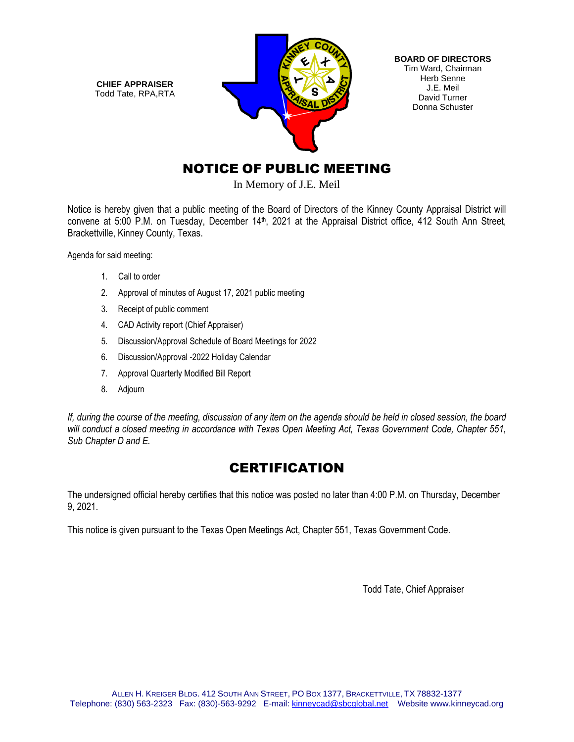**CHIEF APPRAISER**
Todd Tate, RPA,RTA

**BOARD OF DIRECTORS**
Tim Ward, Chairman
Herb Senne
J.E. Meil
David Turner
Donna Schuster

# NOTICE OF PUBLIC MEETING

In Memory of J.E. Meil

Notice is hereby given that a public meeting of the Board of Directors of the Kinney County Appraisal District will convene at 5:00 P.M. on Tuesday, December 14th, 2021 at the Appraisal District office, 412 South Ann Street, Brackettville, Kinney County, Texas.

Agenda for said meeting:

1. Call to order
2. Approval of minutes of August 17, 2021 public meeting
3. Receipt of public comment
4. CAD Activity report (Chief Appraiser)
5. Discussion/Approval Schedule of Board Meetings for 2022
6. Discussion/Approval -2022 Holiday Calendar
7. Approval Quarterly Modified Bill Report
8. Adjourn

*If, during the course of the meeting, discussion of any item on the agenda should be held in closed session, the board will conduct a closed meeting in accordance with Texas Open Meeting Act, Texas Government Code, Chapter 551, Sub Chapter D and E.*

# CERTIFICATION

The undersigned official hereby certifies that this notice was posted no later than 4:00 P.M. on Thursday, December 9, 2021.

This notice is given pursuant to the Texas Open Meetings Act, Chapter 551, Texas Government Code.

Todd Tate, Chief Appraiser

ALLEN H. KREIGER BLDG. 412 SOUTH ANN STREET, PO BOX 1377, BRACKETTVILLE, TX 78832-1377
Telephone: (830) 563-2323 Fax: (830)-563-9292 E-mail: kinneycad@sbcglobal.net Website www.kinneycad.org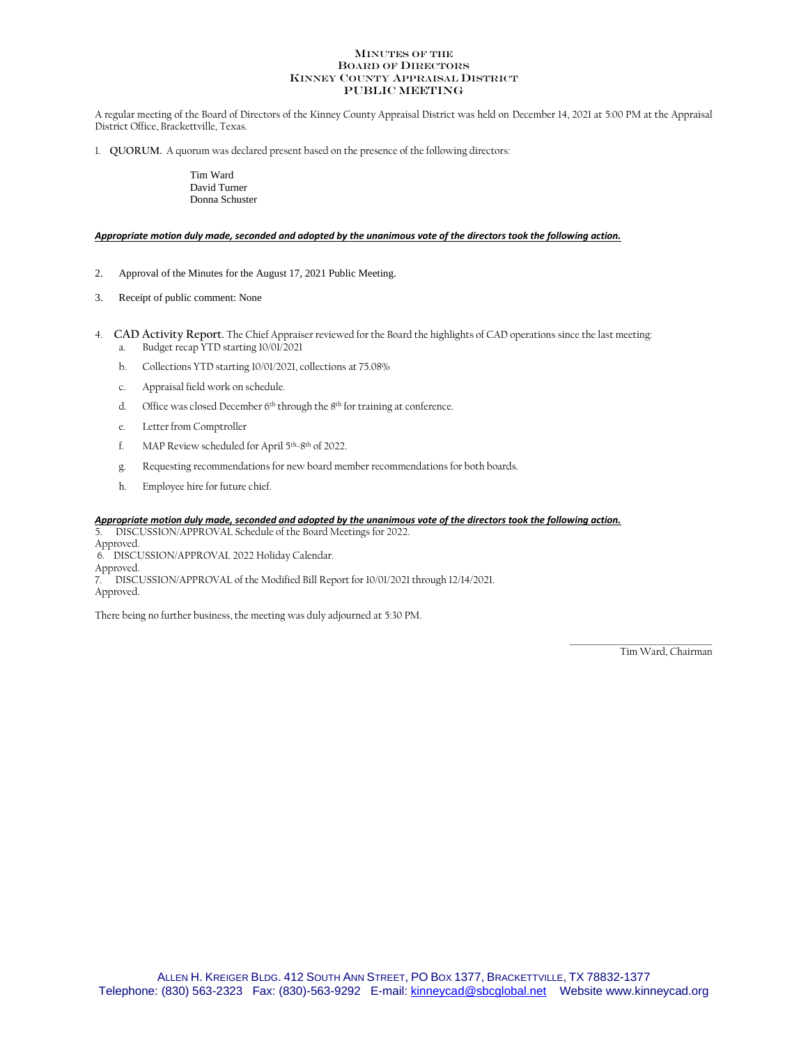# Minutes of the Board of Directors Kinney County Appraisal District PUBLIC MEETING

A regular meeting of the Board of Directors of the Kinney County Appraisal District was held on December 14, 2021 at 5:00 PM at the Appraisal District Office, Brackettville, Texas.

1. **QUORUM.** A quorum was declared present based on the presence of the following directors:

   Tim Ward
   David Turner
   Donna Schuster

***Appropriate motion duly made, seconded and adopted by the unanimous vote of the directors took the following action.***

2. Approval of the Minutes for the August 17, 2021 Public Meeting.

3. Receipt of public comment: None

4. **CAD Activity Report.** The Chief Appraiser reviewed for the Board the highlights of CAD operations since the last meeting:
   a. Budget recap YTD starting 10/01/2021
   b. Collections YTD starting 10/01/2021, collections at 75.08%
   c. Appraisal field work on schedule.
   d. Office was closed December 6th through the 8th for training at conference.
   e. Letter from Comptroller
   f. MAP Review scheduled for April 5th-8th of 2022.
   g. Requesting recommendations for new board member recommendations for both boards.
   h. Employee hire for future chief.

***Appropriate motion duly made, seconded and adopted by the unanimous vote of the directors took the following action.***

5. DISCUSSION/APPROVAL Schedule of the Board Meetings for 2022.
Approved.
6. DISCUSSION/APPROVAL 2022 Holiday Calendar.
Approved.
7. DISCUSSION/APPROVAL of the Modified Bill Report for 10/01/2021 through 12/14/2021.
Approved.

There being no further business, the meeting was duly adjourned at 5:30 PM.

\_\_\_\_\_\_\_\_\_\_\_\_\_\_\_\_\_\_\_\_\_\_\_\_\_\_\_\_
Tim Ward, Chairman

Allen H. Kreiger Bldg. 412 South Ann Street, PO Box 1377, Brackettville, TX 78832-1377
Telephone: (830) 563-2323 Fax: (830)-563-9292 E-mail: kinneycad@sbcglobal.net Website www.kinneycad.org